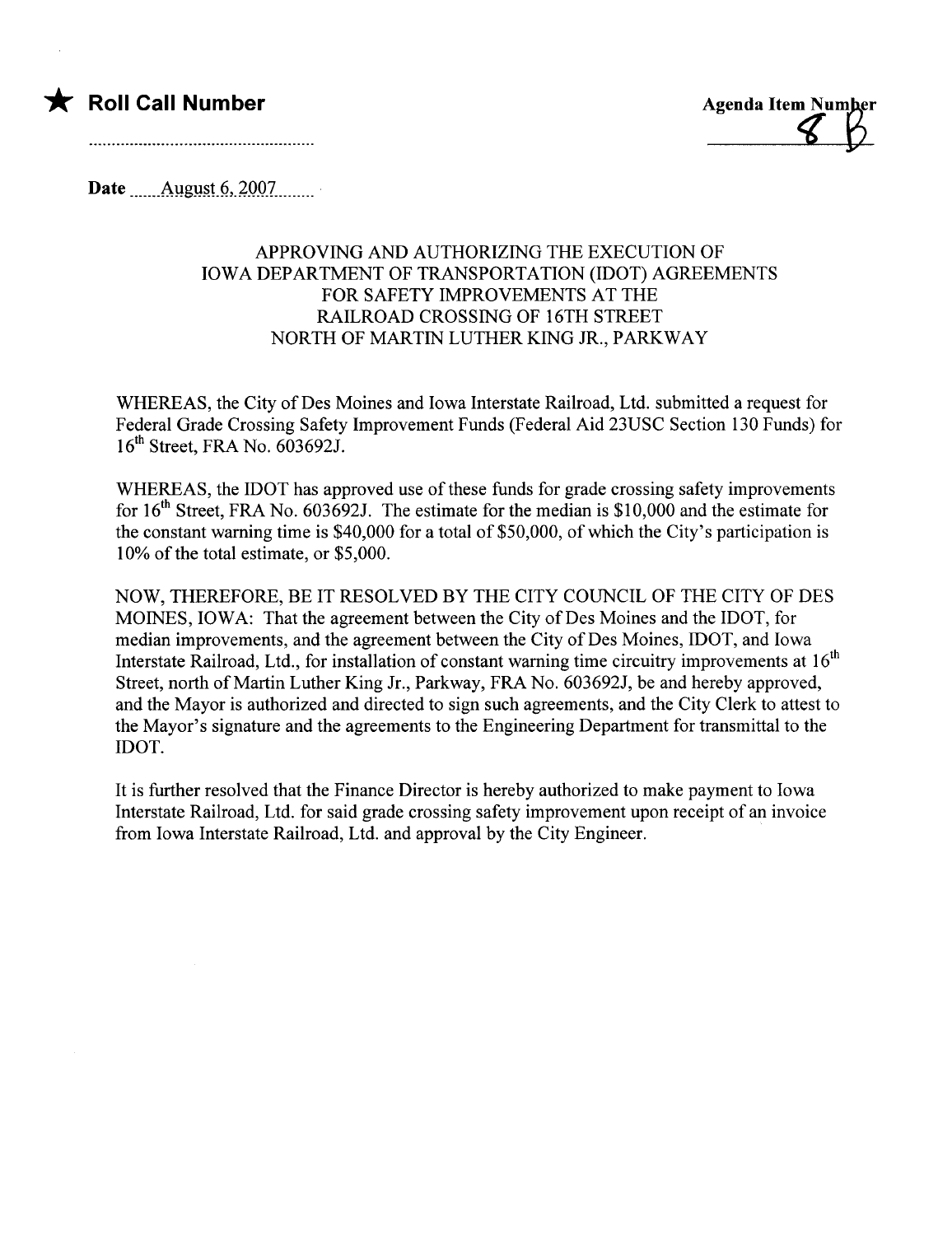★ **Roll Call Number**

..........................................................

**Agenda Item Number**
8 B

**Date** ......August 6, 2007.........

APPROVING AND AUTHORIZING THE EXECUTION OF
IOWA DEPARTMENT OF TRANSPORTATION (IDOT) AGREEMENTS
FOR SAFETY IMPROVEMENTS AT THE
RAILROAD CROSSING OF 16TH STREET
NORTH OF MARTIN LUTHER KING JR., PARKWAY

WHEREAS, the City of Des Moines and Iowa Interstate Railroad, Ltd. submitted a request for Federal Grade Crossing Safety Improvement Funds (Federal Aid 23USC Section 130 Funds) for 16th Street, FRA No. 603692J.

WHEREAS, the IDOT has approved use of these funds for grade crossing safety improvements for 16th Street, FRA No. 603692J. The estimate for the median is $10,000 and the estimate for the constant warning time is $40,000 for a total of $50,000, of which the City's participation is 10% of the total estimate, or $5,000.

NOW, THEREFORE, BE IT RESOLVED BY THE CITY COUNCIL OF THE CITY OF DES MOINES, IOWA: That the agreement between the City of Des Moines and the IDOT, for median improvements, and the agreement between the City of Des Moines, IDOT, and Iowa Interstate Railroad, Ltd., for installation of constant warning time circuitry improvements at 16th Street, north of Martin Luther King Jr., Parkway, FRA No. 603692J, be and hereby approved, and the Mayor is authorized and directed to sign such agreements, and the City Clerk to attest to the Mayor's signature and the agreements to the Engineering Department for transmittal to the IDOT.

It is further resolved that the Finance Director is hereby authorized to make payment to Iowa Interstate Railroad, Ltd. for said grade crossing safety improvement upon receipt of an invoice from Iowa Interstate Railroad, Ltd. and approval by the City Engineer.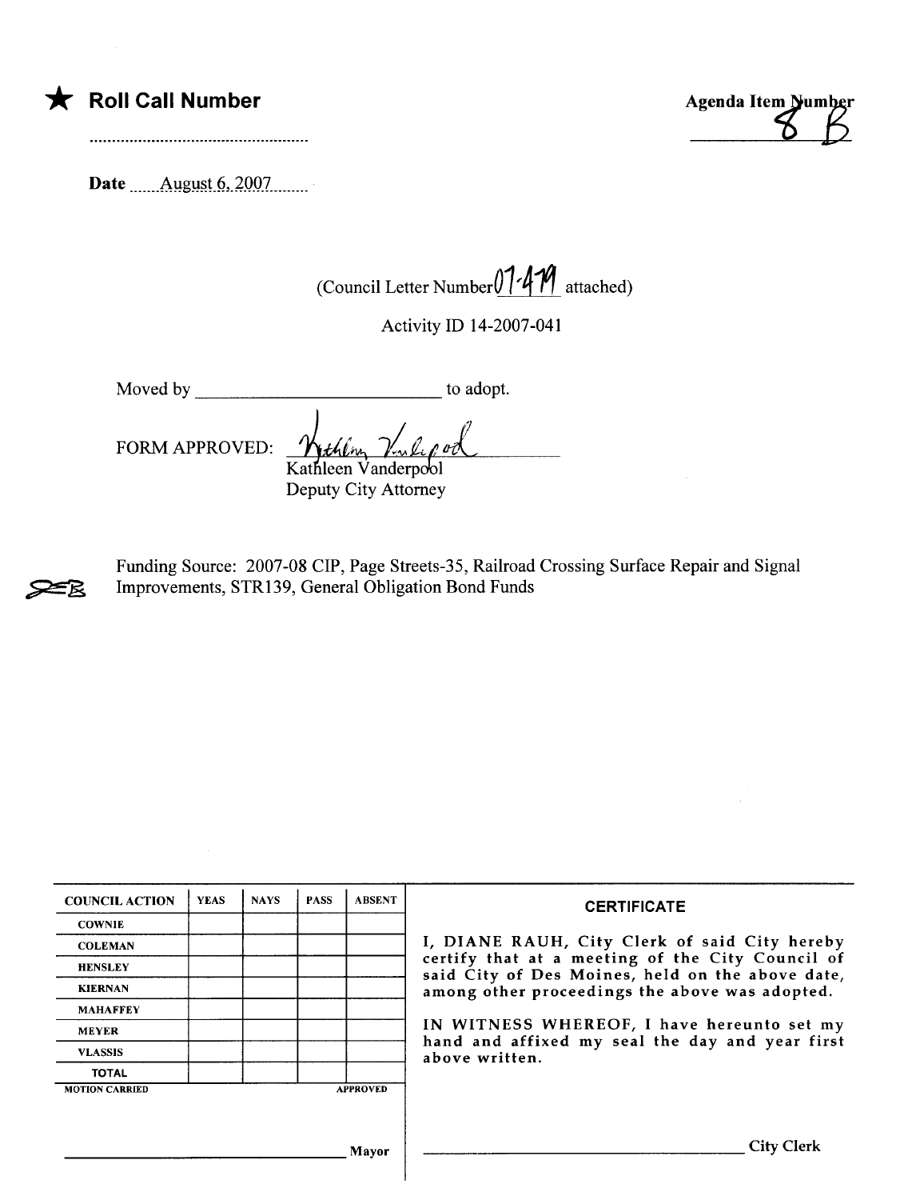★ **Roll Call Number**

..................................................

Date ......August 6, 2007........

**Agenda Item Number**
8 B

(Council Letter Number 07-479 attached)

Activity ID 14-2007-041

Moved by ____________________________ to adopt.

FORM APPROVED: Kathleen Vanderpool
Kathleen Vanderpool
Deputy City Attorney

Funding Source: 2007-08 CIP, Page Streets-35, Railroad Crossing Surface Repair and Signal Improvements, STR139, General Obligation Bond Funds

| COUNCIL ACTION | YEAS | NAYS | PASS | ABSENT |
|---|---|---|---|---|
| COWNIE | | | | |
| COLEMAN | | | | |
| HENSLEY | | | | |
| KIERNAN | | | | |
| MAHAFFEY | | | | |
| MEYER | | | | |
| VLASSIS | | | | |
| TOTAL | | | | |
| MOTION CARRIED | | | | APPROVED |

______________________________ Mayor

**CERTIFICATE**

I, DIANE RAUH, City Clerk of said City hereby certify that at a meeting of the City Council of said City of Des Moines, held on the above date, among other proceedings the above was adopted.

IN WITNESS WHEREOF, I have hereunto set my hand and affixed my seal the day and year first above written.

______________________________ City Clerk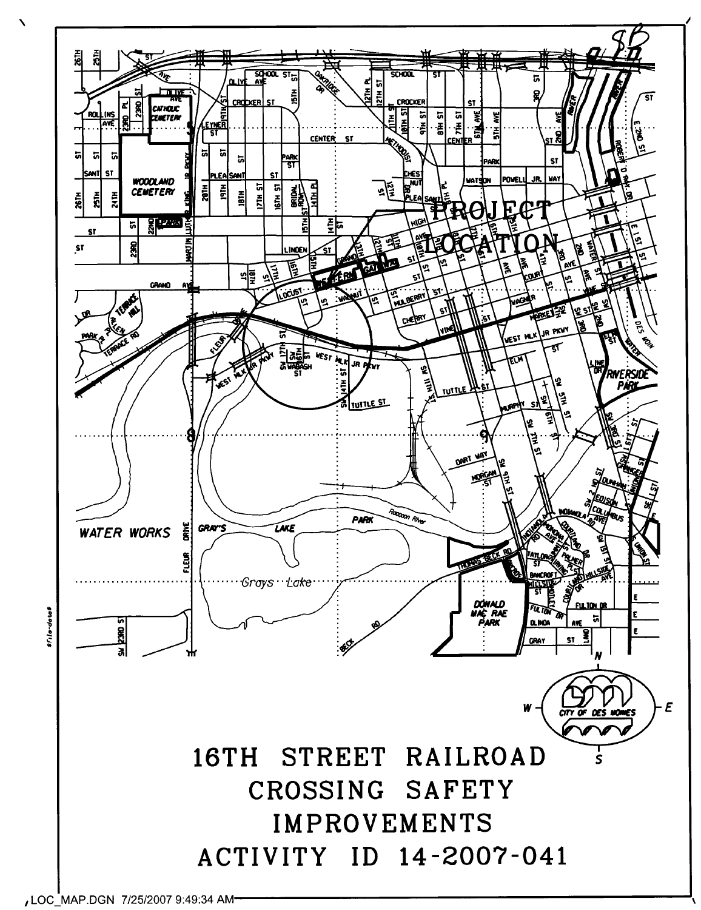PROJECT LOCATION

WATER WORKS

GRAY'S LAKE PARK

Grays Lake

DONALD MAC RAE PARK

RIVERSIDE PARK

WOODLAND CEMETERY

CATHOLIC CEMETERY

CITY OF DES MOINES

# 16TH STREET RAILROAD CROSSING SAFETY IMPROVEMENTS ACTIVITY ID 14-2007-041

LOC_MAP.DGN 7/25/2007 9:49:34 AM